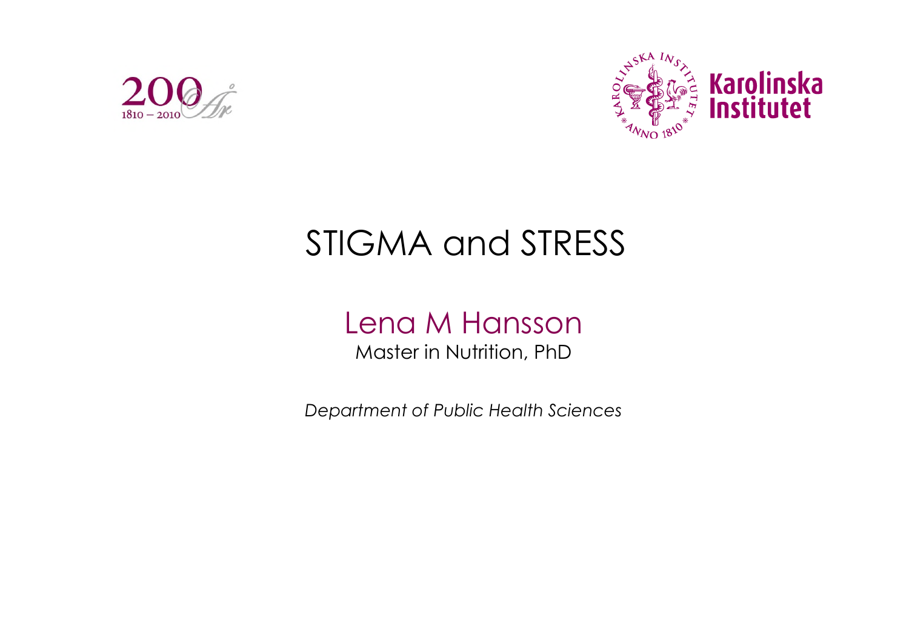# STIGMA and STRESS

## Lena M Hansson

Master in Nutrition, PhD

*Department of Public Health Sciences*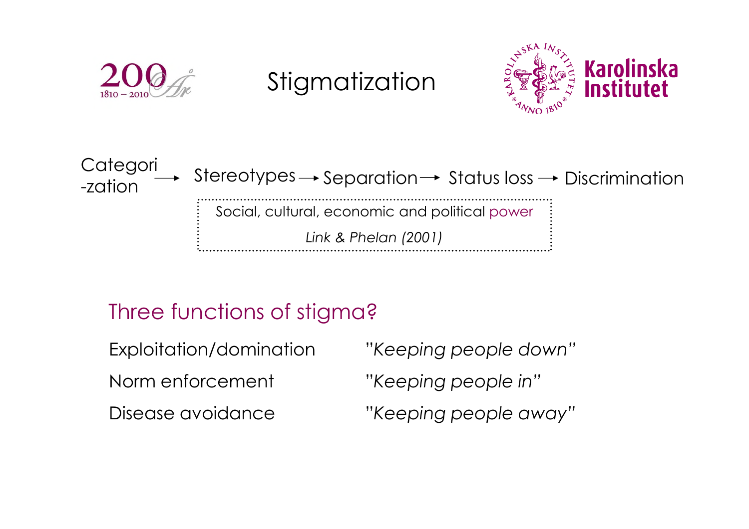# Stigmatization

Categorization → Stereotypes → Separation → Status loss → Discrimination

Social, cultural, economic and political power

*Link & Phelan (2001)*

## Three functions of stigma?

| | |
|---|---|
| Exploitation/domination | *"Keeping people down"* |
| Norm enforcement | *"Keeping people in"* |
| Disease avoidance | *"Keeping people away"* |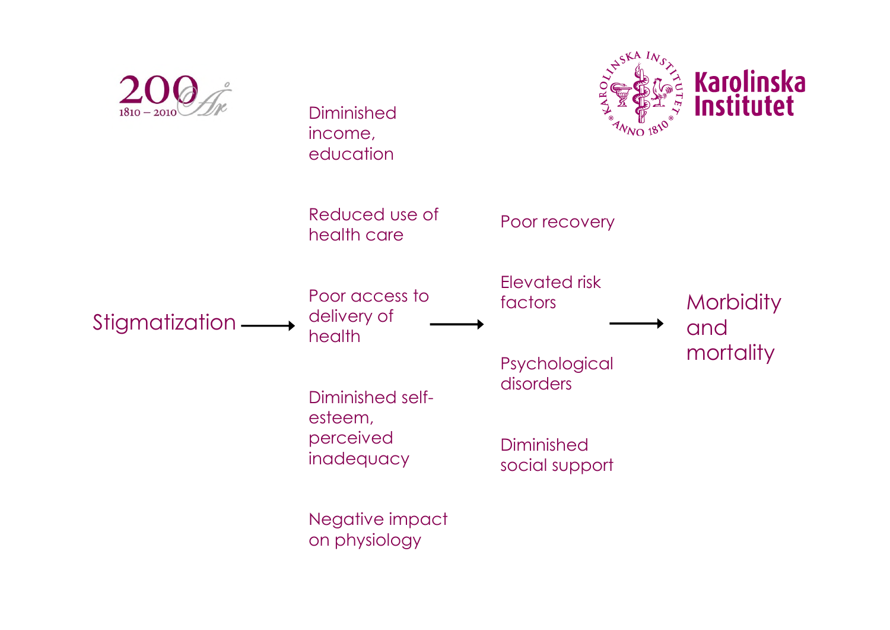Stigmatization →

- Diminished income, education
- Reduced use of health care
- Poor access to delivery of health
- Diminished self-esteem, perceived inadequacy
- Negative impact on physiology

→

- Poor recovery
- Elevated risk factors
- Psychological disorders
- Diminished social support

→ Morbidity and mortality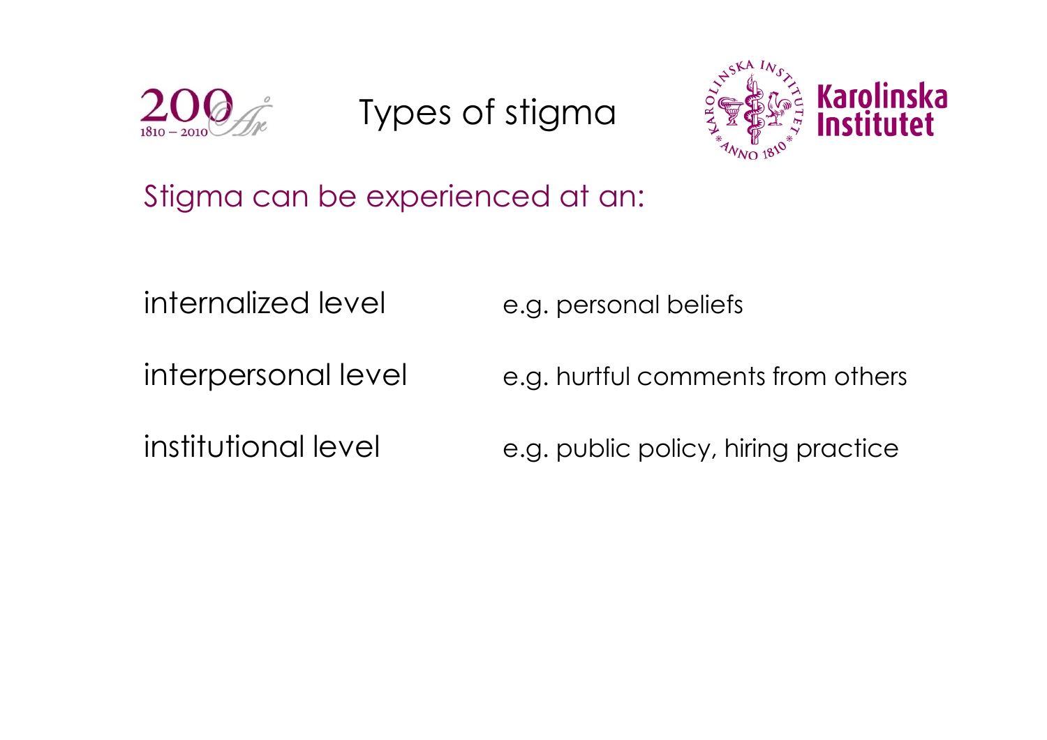# Types of stigma

Stigma can be experienced at an:

| | |
|---|---|
| internalized level | e.g. personal beliefs |
| interpersonal level | e.g. hurtful comments from others |
| institutional level | e.g. public policy, hiring practice |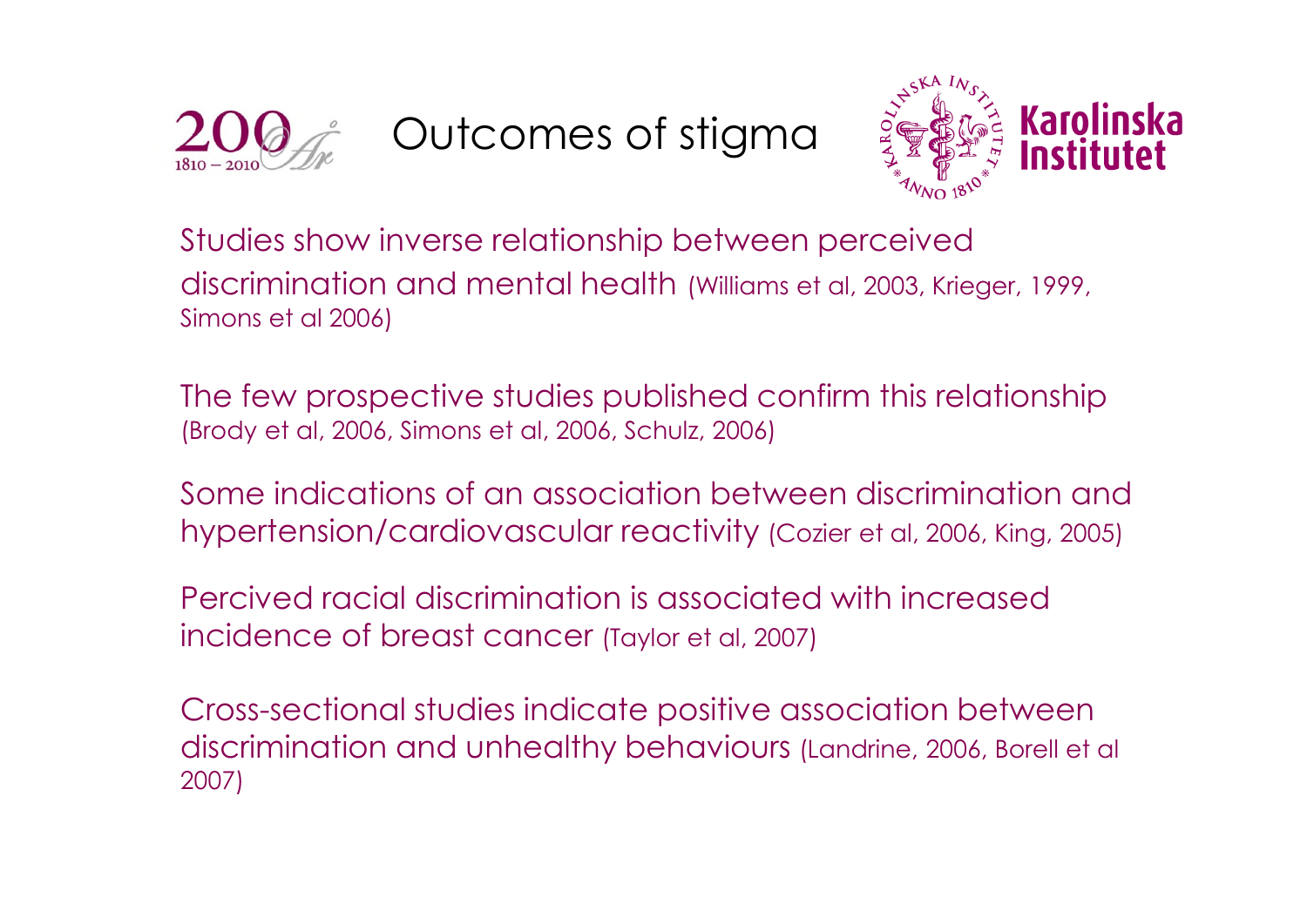# Outcomes of stigma

Studies show inverse relationship between perceived discrimination and mental health (Williams et al, 2003, Krieger, 1999, Simons et al 2006)

The few prospective studies published confirm this relationship (Brody et al, 2006, Simons et al, 2006, Schulz, 2006)

Some indications of an association between discrimination and hypertension/cardiovascular reactivity (Cozier et al, 2006, King, 2005)

Percived racial discrimination is associated with increased incidence of breast cancer (Taylor et al, 2007)

Cross-sectional studies indicate positive association between discrimination and unhealthy behaviours (Landrine, 2006, Borell et al 2007)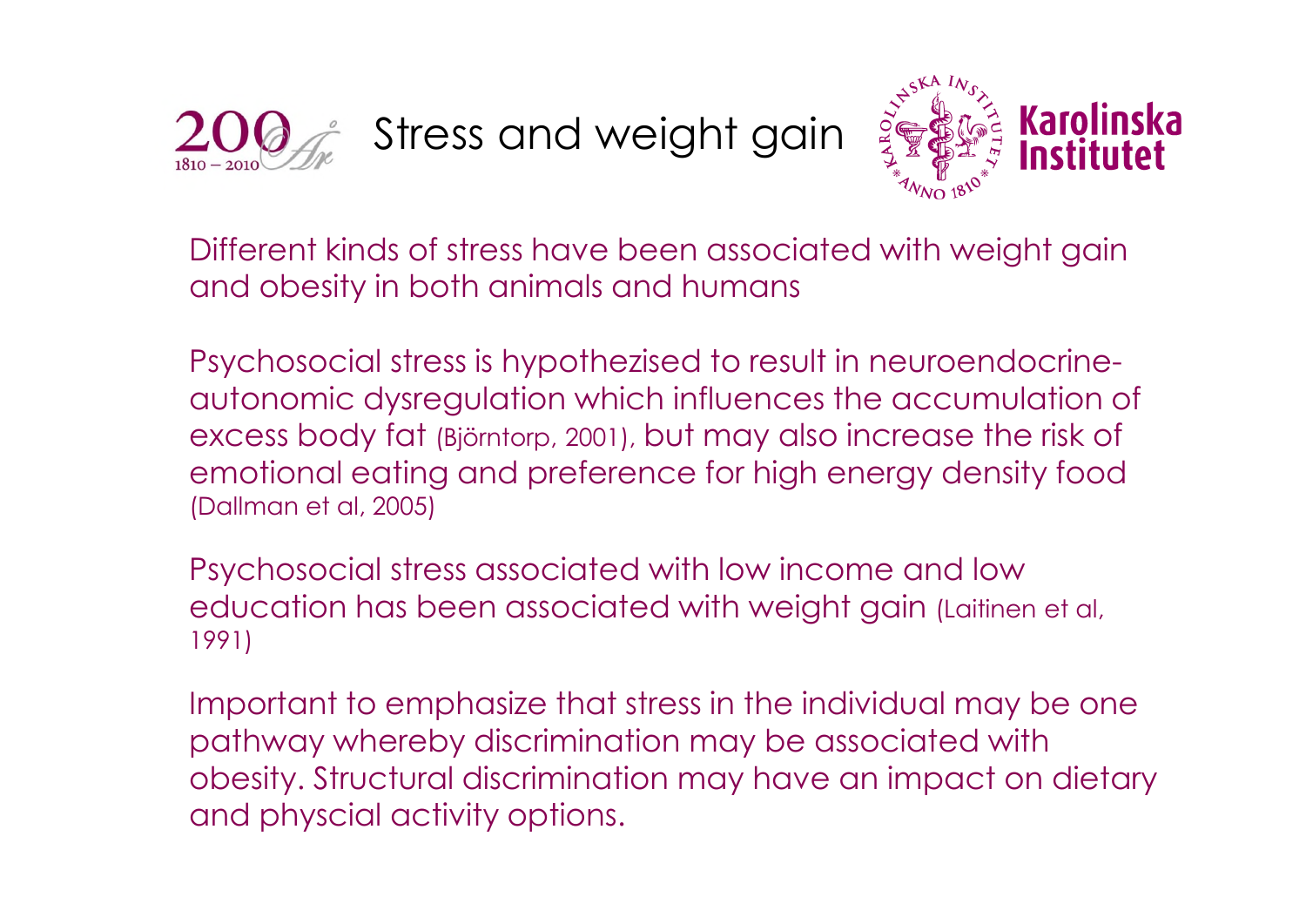# Stress and weight gain

Different kinds of stress have been associated with weight gain and obesity in both animals and humans

Psychosocial stress is hypothezised to result in neuroendocrine-autonomic dysregulation which influences the accumulation of excess body fat (Björntorp, 2001), but may also increase the risk of emotional eating and preference for high energy density food (Dallman et al, 2005)

Psychosocial stress associated with low income and low education has been associated with weight gain (Laitinen et al, 1991)

Important to emphasize that stress in the individual may be one pathway whereby discrimination may be associated with obesity. Structural discrimination may have an impact on dietary and physcial activity options.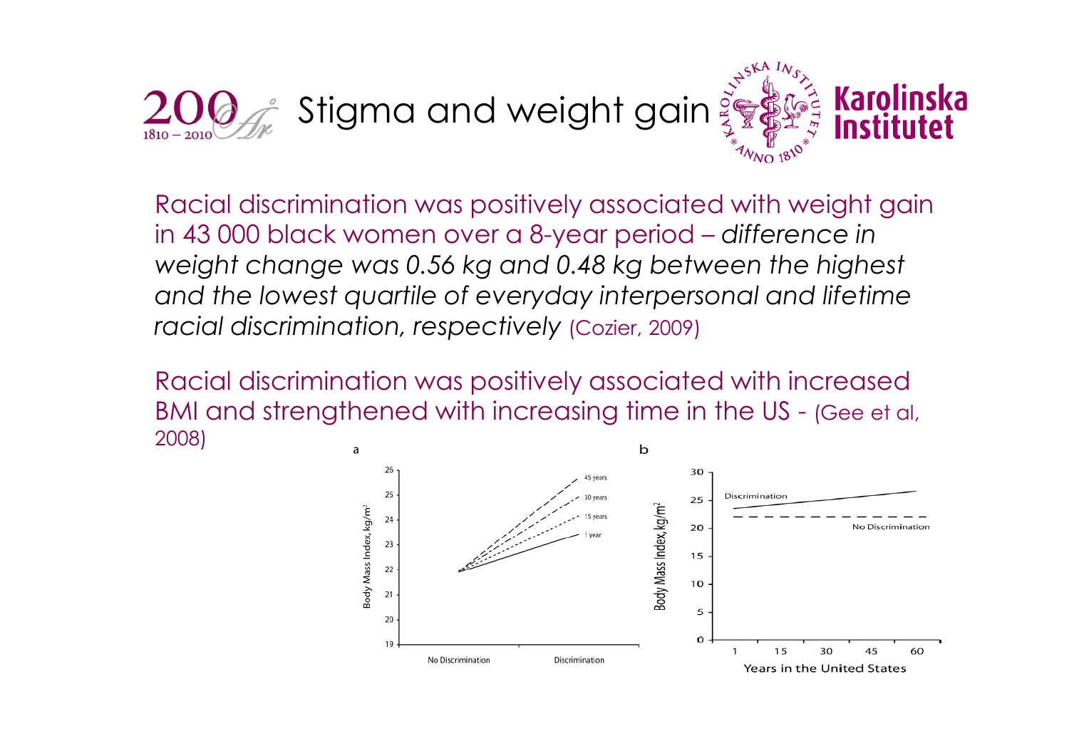# Stigma and weight gain

Racial discrimination was positively associated with weight gain in 43 000 black women over a 8-year period – *difference in weight change was 0.56 kg and 0.48 kg between the highest and the lowest quartile of everyday interpersonal and lifetime racial discrimination, respectively* (Cozier, 2009)

Racial discrimination was positively associated with increased BMI and strengthened with increasing time in the US - (Gee et al, 2008)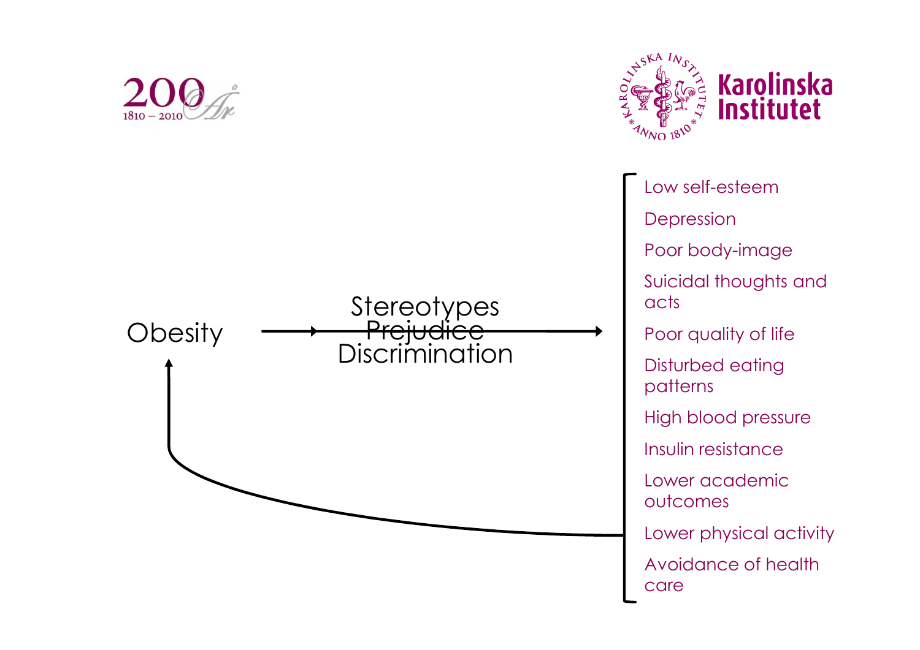Obesity → Stereotypes / Prejudice / Discrimination →

- Low self-esteem
- Depression
- Poor body-image
- Suicidal thoughts and acts
- Poor quality of life
- Disturbed eating patterns
- High blood pressure
- Insulin resistance
- Lower academic outcomes
- Lower physical activity
- Avoidance of health care

→ Obesity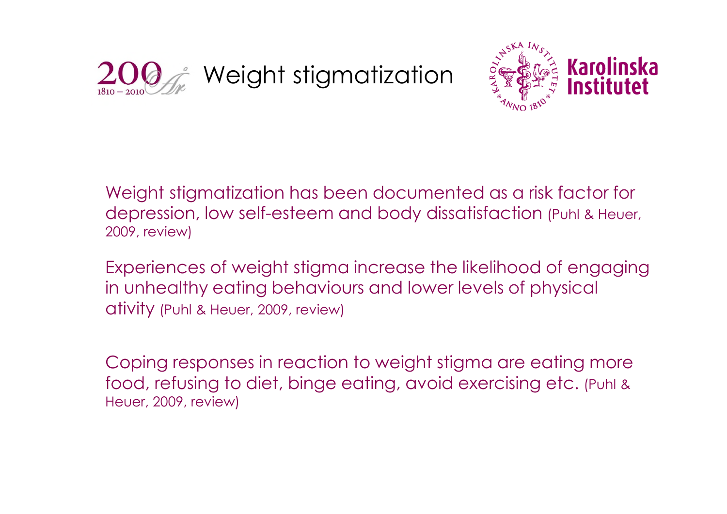# Weight stigmatization

Weight stigmatization has been documented as a risk factor for depression, low self-esteem and body dissatisfaction (Puhl & Heuer, 2009, review)

Experiences of weight stigma increase the likelihood of engaging in unhealthy eating behaviours and lower levels of physical ativity (Puhl & Heuer, 2009, review)

Coping responses in reaction to weight stigma are eating more food, refusing to diet, binge eating, avoid exercising etc. (Puhl & Heuer, 2009, review)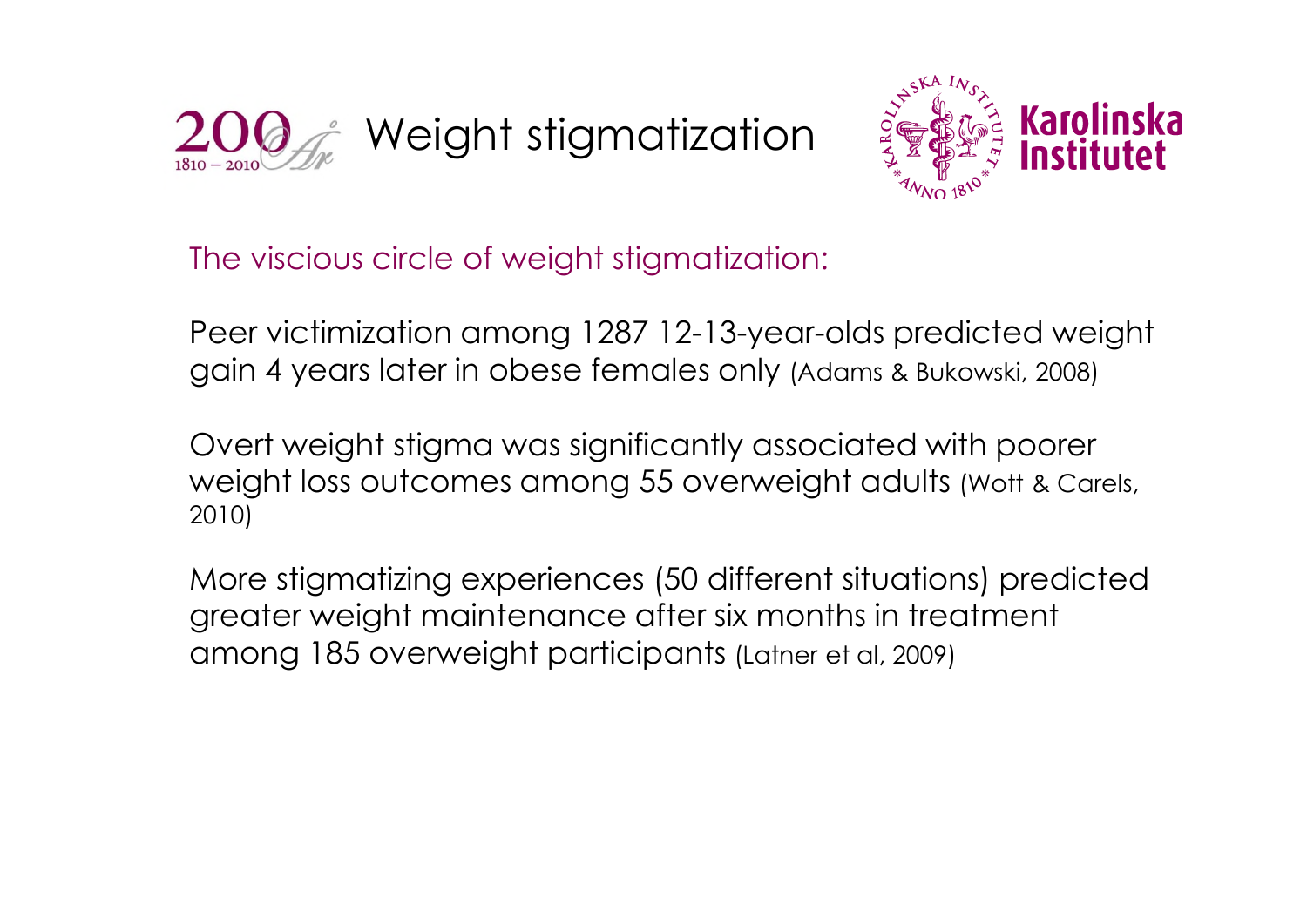# Weight stigmatization

The viscious circle of weight stigmatization:

Peer victimization among 1287 12-13-year-olds predicted weight gain 4 years later in obese females only (Adams & Bukowski, 2008)

Overt weight stigma was significantly associated with poorer weight loss outcomes among 55 overweight adults (Wott & Carels, 2010)

More stigmatizing experiences (50 different situations) predicted greater weight maintenance after six months in treatment among 185 overweight participants (Latner et al, 2009)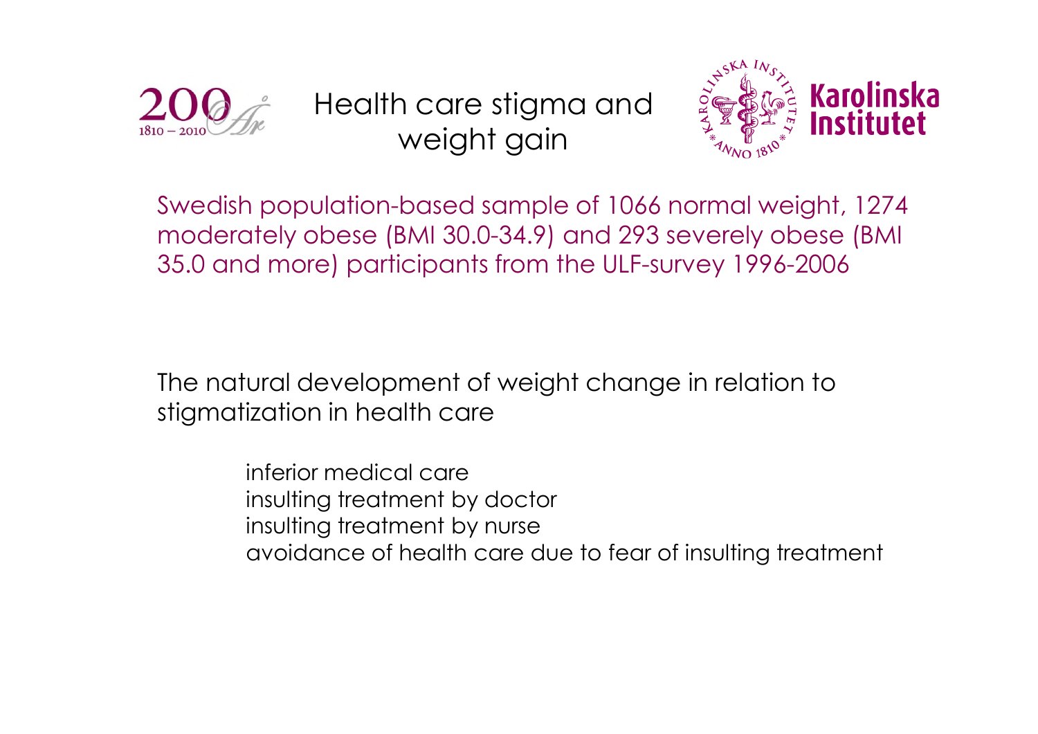# Health care stigma and weight gain

Swedish population-based sample of 1066 normal weight, 1274 moderately obese (BMI 30.0-34.9) and 293 severely obese (BMI 35.0 and more) participants from the ULF-survey 1996-2006

The natural development of weight change in relation to stigmatization in health care

- inferior medical care
- insulting treatment by doctor
- insulting treatment by nurse
- avoidance of health care due to fear of insulting treatment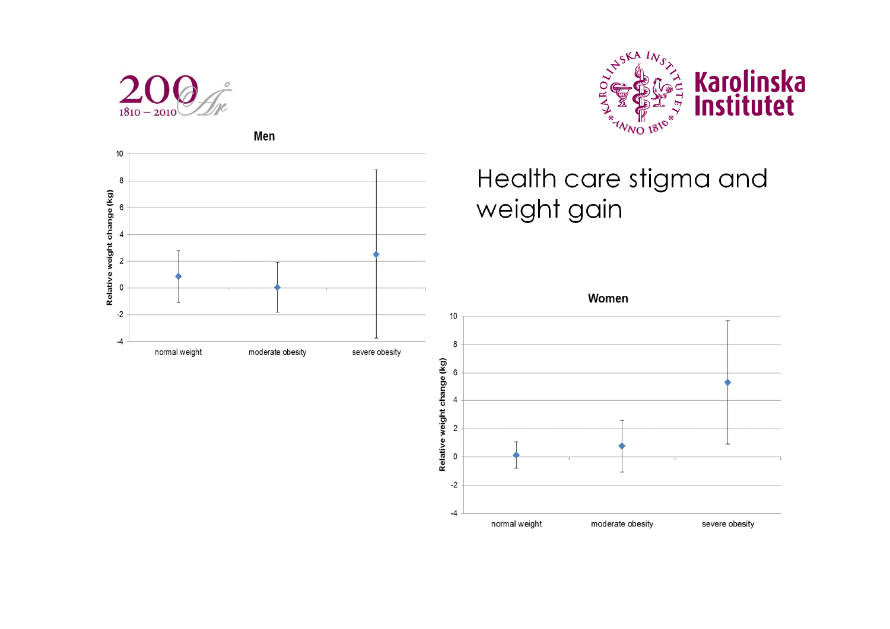# Health care stigma and weight gain

**Men**

Relative weight change (kg)

- normal weight
- moderate obesity
- severe obesity

**Women**

Relative weight change (kg)

- normal weight
- moderate obesity
- severe obesity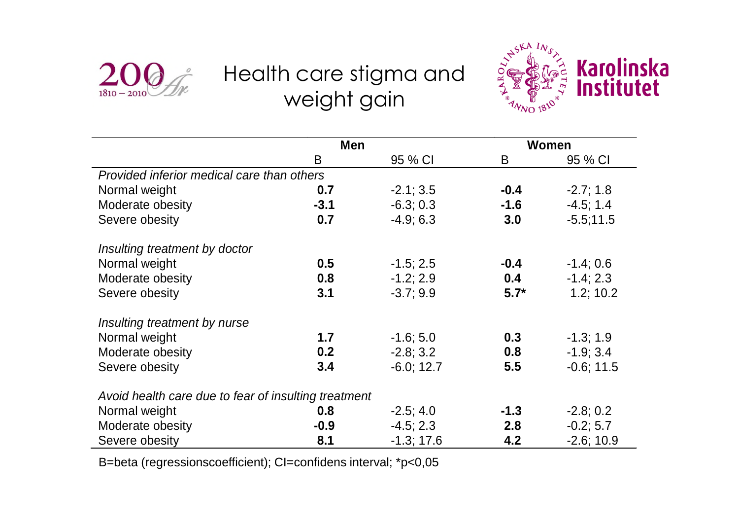# Health care stigma and weight gain

| | Men | | Women | |
|---|---|---|---|---|
| | B | 95 % CI | B | 95 % CI |
| *Provided inferior medical care than others* | | | | |
| Normal weight | **0.7** | -2.1; 3.5 | **-0.4** | -2.7; 1.8 |
| Moderate obesity | **-3.1** | -6.3; 0.3 | **-1.6** | -4.5; 1.4 |
| Severe obesity | **0.7** | -4.9; 6.3 | **3.0** | -5.5;11.5 |
| *Insulting treatment by doctor* | | | | |
| Normal weight | **0.5** | -1.5; 2.5 | **-0.4** | -1.4; 0.6 |
| Moderate obesity | **0.8** | -1.2; 2.9 | **0.4** | -1.4; 2.3 |
| Severe obesity | **3.1** | -3.7; 9.9 | **5.7*** | 1.2; 10.2 |
| *Insulting treatment by nurse* | | | | |
| Normal weight | **1.7** | -1.6; 5.0 | **0.3** | -1.3; 1.9 |
| Moderate obesity | **0.2** | -2.8; 3.2 | **0.8** | -1.9; 3.4 |
| Severe obesity | **3.4** | -6.0; 12.7 | **5.5** | -0.6; 11.5 |
| *Avoid health care due to fear of insulting treatment* | | | | |
| Normal weight | **0.8** | -2.5; 4.0 | **-1.3** | -2.8; 0.2 |
| Moderate obesity | **-0.9** | -4.5; 2.3 | **2.8** | -0.2; 5.7 |
| Severe obesity | **8.1** | -1.3; 17.6 | **4.2** | -2.6; 10.9 |

B=beta (regressionscoefficient); CI=confidens interval; *p<0,05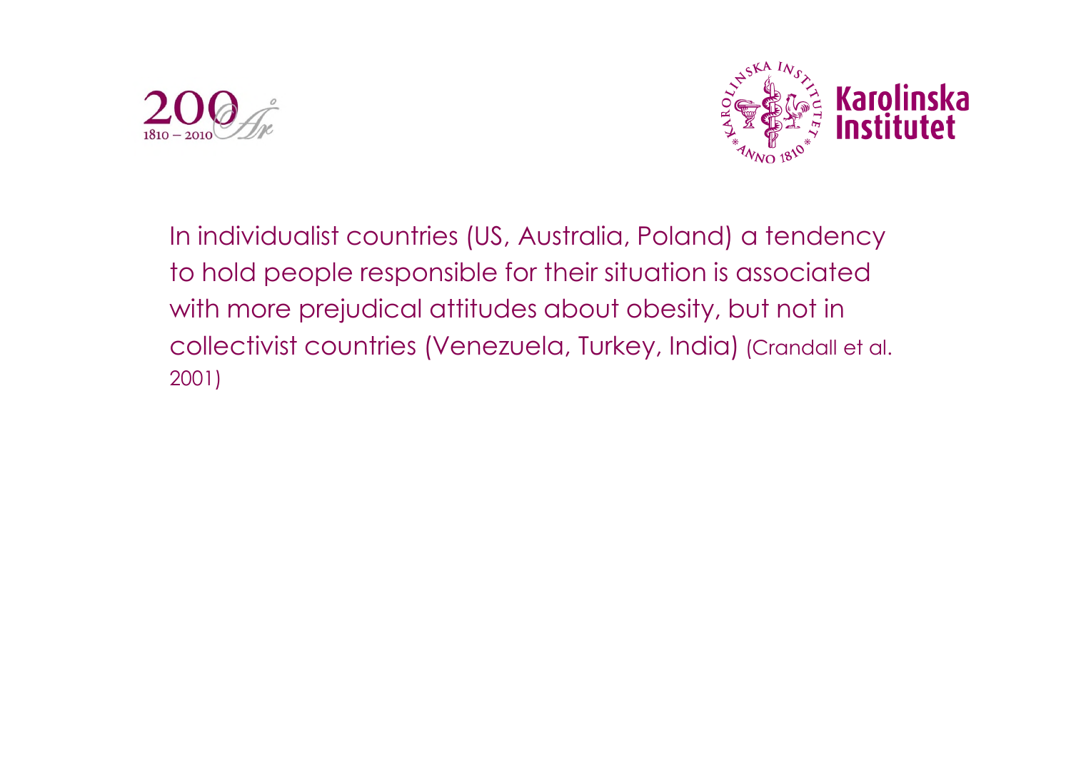In individualist countries (US, Australia, Poland) a tendency to hold people responsible for their situation is associated with more prejudical attitudes about obesity, but not in collectivist countries (Venezuela, Turkey, India) (Crandall et al. 2001)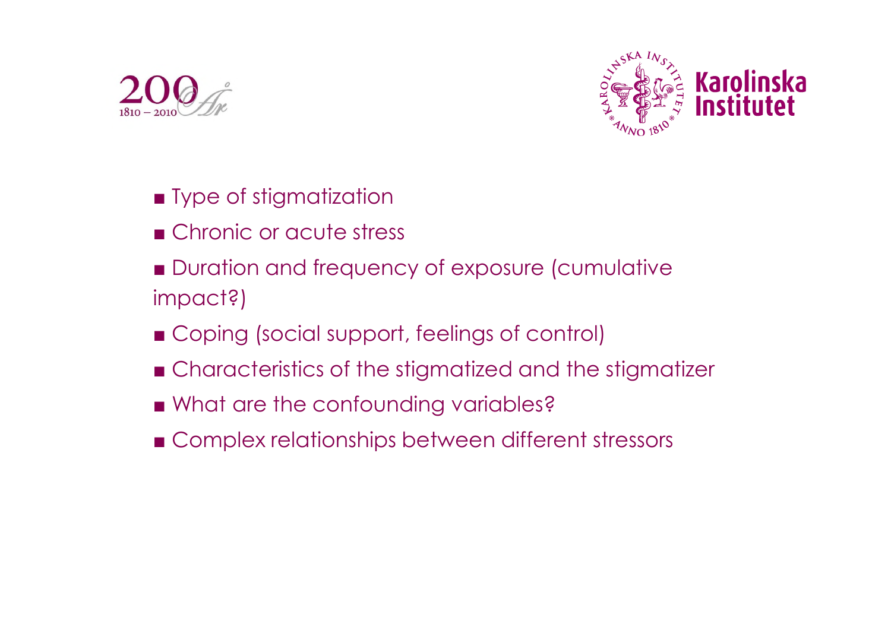- Type of stigmatization
- Chronic or acute stress
- Duration and frequency of exposure (cumulative impact?)
- Coping (social support, feelings of control)
- Characteristics of the stigmatized and the stigmatizer
- What are the confounding variables?
- Complex relationships between different stressors